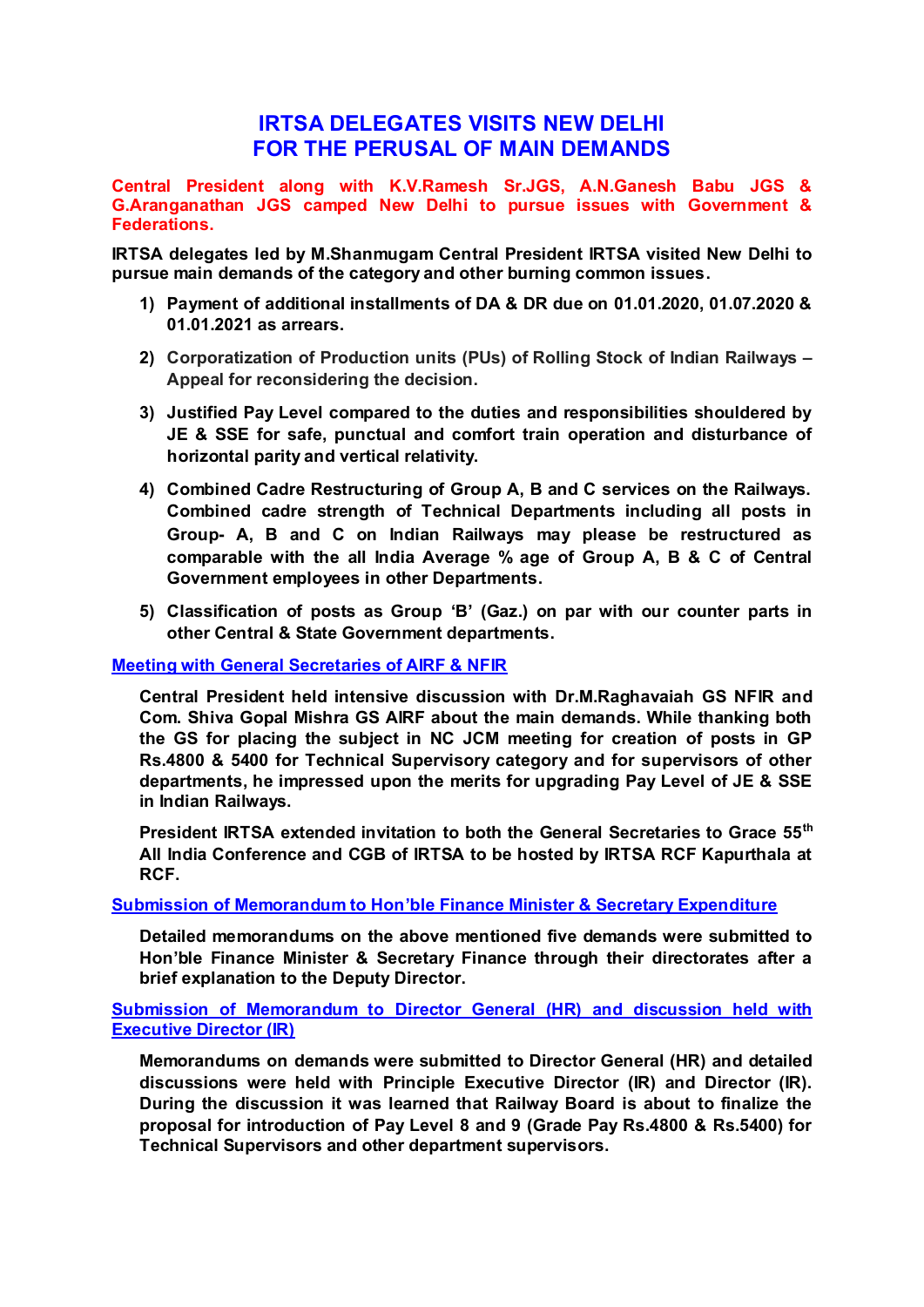# IRTSA DELEGATES VISITS NEW DELHI FOR THE PERUSAL OF MAIN DEMANDS

**Central President along with K.V.Ramesh Sr.JGS, A.N.Ganesh Babu JGS & G.Aranganathan JGS camped New Delhi to pursue issues with Government & Federations.**

**IRTSA delegates led by M.Shanmugam Central President IRTSA visited New Delhi to pursue main demands of the category and other burning common issues.**

1) **Payment of additional installments of DA & DR due on 01.01.2020, 01.07.2020 & 01.01.2021 as arrears.**
2) **Corporatization of Production units (PUs) of Rolling Stock of Indian Railways – Appeal for reconsidering the decision.**
3) **Justified Pay Level compared to the duties and responsibilities shouldered by JE & SSE for safe, punctual and comfort train operation and disturbance of horizontal parity and vertical relativity.**
4) **Combined Cadre Restructuring of Group A, B and C services on the Railways. Combined cadre strength of Technical Departments including all posts in Group- A, B and C on Indian Railways may please be restructured as comparable with the all India Average % age of Group A, B & C of Central Government employees in other Departments.**
5) **Classification of posts as Group 'B' (Gaz.) on par with our counter parts in other Central & State Government departments.**

## Meeting with General Secretaries of AIRF & NFIR

**Central President held intensive discussion with Dr.M.Raghavaiah GS NFIR and Com. Shiva Gopal Mishra GS AIRF about the main demands. While thanking both the GS for placing the subject in NC JCM meeting for creation of posts in GP Rs.4800 & 5400 for Technical Supervisory category and for supervisors of other departments, he impressed upon the merits for upgrading Pay Level of JE & SSE in Indian Railways.**

**President IRTSA extended invitation to both the General Secretaries to Grace 55th All India Conference and CGB of IRTSA to be hosted by IRTSA RCF Kapurthala at RCF.**

## Submission of Memorandum to Hon'ble Finance Minister & Secretary Expenditure

**Detailed memorandums on the above mentioned five demands were submitted to Hon'ble Finance Minister & Secretary Finance through their directorates after a brief explanation to the Deputy Director.**

## Submission of Memorandum to Director General (HR) and discussion held with Executive Director (IR)

**Memorandums on demands were submitted to Director General (HR) and detailed discussions were held with Principle Executive Director (IR) and Director (IR). During the discussion it was learned that Railway Board is about to finalize the proposal for introduction of Pay Level 8 and 9 (Grade Pay Rs.4800 & Rs.5400) for Technical Supervisors and other department supervisors.**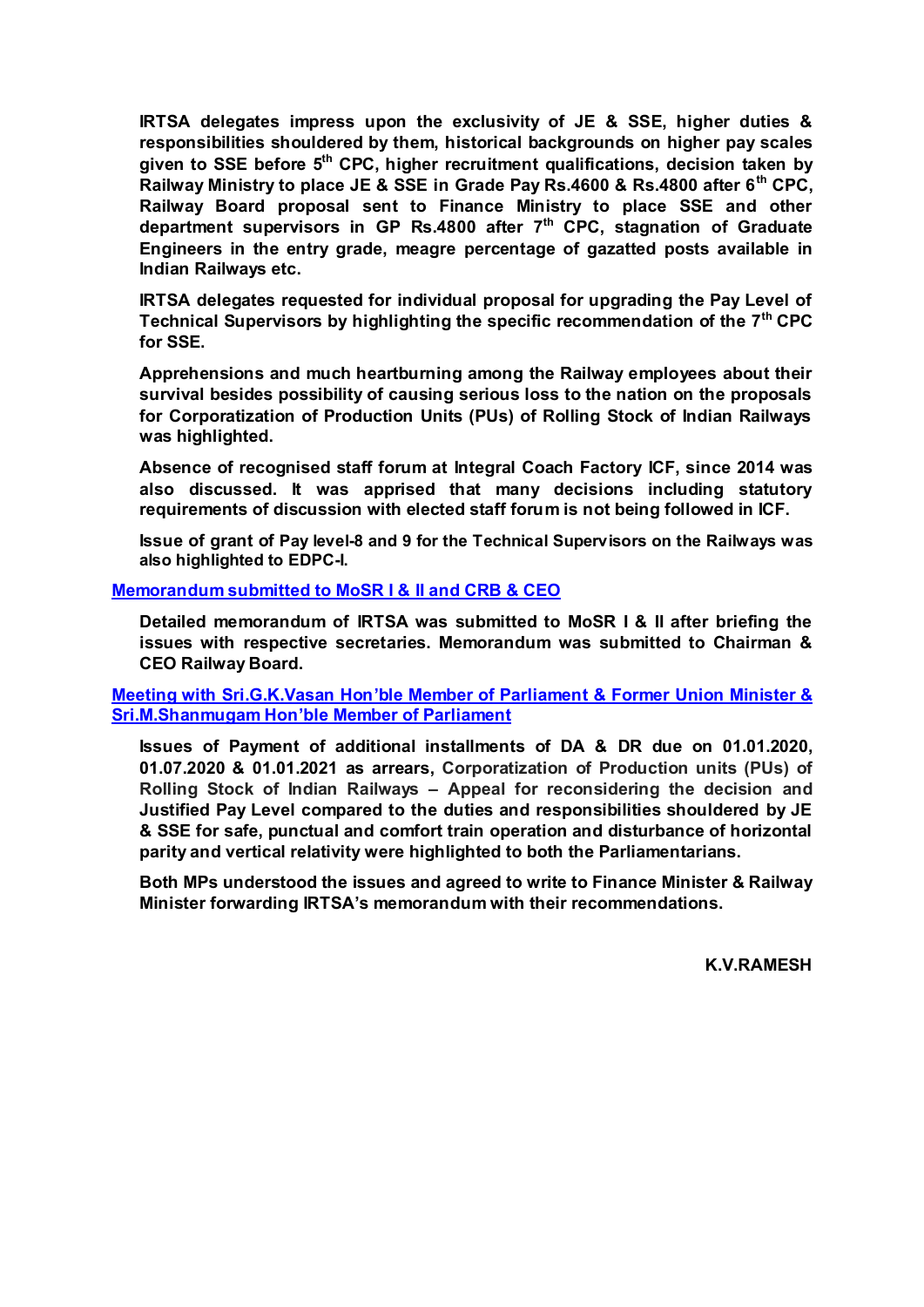**IRTSA delegates impress upon the exclusivity of JE & SSE, higher duties & responsibilities shouldered by them, historical backgrounds on higher pay scales given to SSE before 5th CPC, higher recruitment qualifications, decision taken by Railway Ministry to place JE & SSE in Grade Pay Rs.4600 & Rs.4800 after 6th CPC, Railway Board proposal sent to Finance Ministry to place SSE and other department supervisors in GP Rs.4800 after 7th CPC, stagnation of Graduate Engineers in the entry grade, meagre percentage of gazatted posts available in Indian Railways etc.**

**IRTSA delegates requested for individual proposal for upgrading the Pay Level of Technical Supervisors by highlighting the specific recommendation of the 7th CPC for SSE.**

**Apprehensions and much heartburning among the Railway employees about their survival besides possibility of causing serious loss to the nation on the proposals for Corporatization of Production Units (PUs) of Rolling Stock of Indian Railways was highlighted.**

**Absence of recognised staff forum at Integral Coach Factory ICF, since 2014 was also discussed. It was apprised that many decisions including statutory requirements of discussion with elected staff forum is not being followed in ICF.**

**Issue of grant of Pay level-8 and 9 for the Technical Supervisors on the Railways was also highlighted to EDPC-I.**

**Memorandum submitted to MoSR I & II and CRB & CEO**

**Detailed memorandum of IRTSA was submitted to MoSR I & II after briefing the issues with respective secretaries. Memorandum was submitted to Chairman & CEO Railway Board.**

**Meeting with Sri.G.K.Vasan Hon'ble Member of Parliament & Former Union Minister & Sri.M.Shanmugam Hon'ble Member of Parliament**

**Issues of Payment of additional installments of DA & DR due on 01.01.2020, 01.07.2020 & 01.01.2021 as arrears, Corporatization of Production units (PUs) of Rolling Stock of Indian Railways – Appeal for reconsidering the decision and Justified Pay Level compared to the duties and responsibilities shouldered by JE & SSE for safe, punctual and comfort train operation and disturbance of horizontal parity and vertical relativity were highlighted to both the Parliamentarians.**

**Both MPs understood the issues and agreed to write to Finance Minister & Railway Minister forwarding IRTSA's memorandum with their recommendations.**

**K.V.RAMESH**